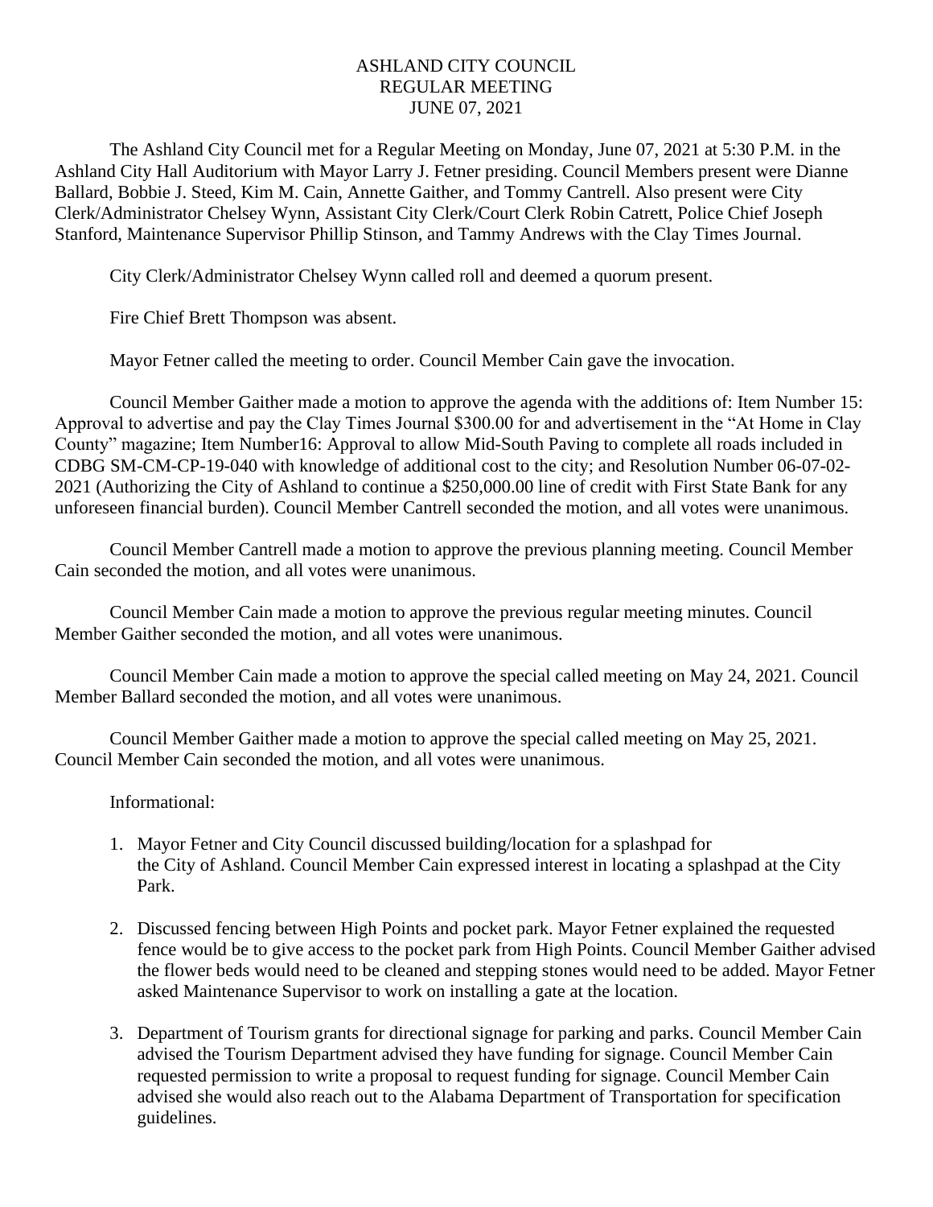# ASHLAND CITY COUNCIL
## REGULAR MEETING
## JUNE 07, 2021

The Ashland City Council met for a Regular Meeting on Monday, June 07, 2021 at 5:30 P.M. in the Ashland City Hall Auditorium with Mayor Larry J. Fetner presiding. Council Members present were Dianne Ballard, Bobbie J. Steed, Kim M. Cain, Annette Gaither, and Tommy Cantrell. Also present were City Clerk/Administrator Chelsey Wynn, Assistant City Clerk/Court Clerk Robin Catrett, Police Chief Joseph Stanford, Maintenance Supervisor Phillip Stinson, and Tammy Andrews with the Clay Times Journal.

City Clerk/Administrator Chelsey Wynn called roll and deemed a quorum present.

Fire Chief Brett Thompson was absent.

Mayor Fetner called the meeting to order. Council Member Cain gave the invocation.

Council Member Gaither made a motion to approve the agenda with the additions of: Item Number 15: Approval to advertise and pay the Clay Times Journal $300.00 for and advertisement in the "At Home in Clay County" magazine; Item Number16: Approval to allow Mid-South Paving to complete all roads included in CDBG SM-CM-CP-19-040 with knowledge of additional cost to the city; and Resolution Number 06-07-02-2021 (Authorizing the City of Ashland to continue a $250,000.00 line of credit with First State Bank for any unforeseen financial burden). Council Member Cantrell seconded the motion, and all votes were unanimous.

Council Member Cantrell made a motion to approve the previous planning meeting. Council Member Cain seconded the motion, and all votes were unanimous.

Council Member Cain made a motion to approve the previous regular meeting minutes. Council Member Gaither seconded the motion, and all votes were unanimous.

Council Member Cain made a motion to approve the special called meeting on May 24, 2021. Council Member Ballard seconded the motion, and all votes were unanimous.

Council Member Gaither made a motion to approve the special called meeting on May 25, 2021. Council Member Cain seconded the motion, and all votes were unanimous.

Informational:

1. Mayor Fetner and City Council discussed building/location for a splashpad for the City of Ashland. Council Member Cain expressed interest in locating a splashpad at the City Park.

2. Discussed fencing between High Points and pocket park. Mayor Fetner explained the requested fence would be to give access to the pocket park from High Points. Council Member Gaither advised the flower beds would need to be cleaned and stepping stones would need to be added. Mayor Fetner asked Maintenance Supervisor to work on installing a gate at the location.

3. Department of Tourism grants for directional signage for parking and parks. Council Member Cain advised the Tourism Department advised they have funding for signage. Council Member Cain requested permission to write a proposal to request funding for signage. Council Member Cain advised she would also reach out to the Alabama Department of Transportation for specification guidelines.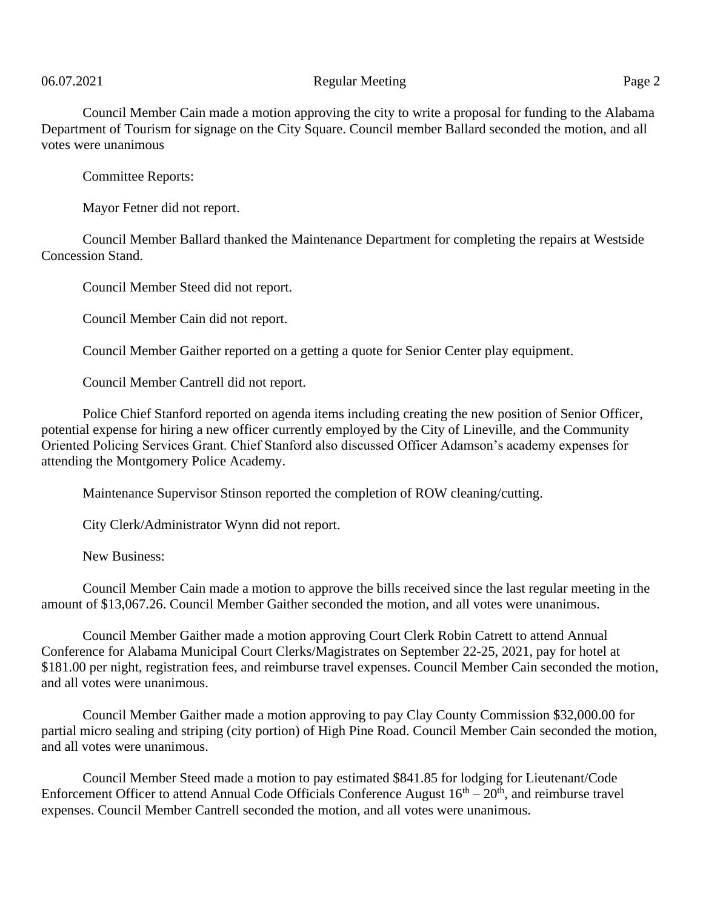Council Member Cain made a motion approving the city to write a proposal for funding to the Alabama Department of Tourism for signage on the City Square. Council member Ballard seconded the motion, and all votes were unanimous

Committee Reports:

Mayor Fetner did not report.

Council Member Ballard thanked the Maintenance Department for completing the repairs at Westside Concession Stand.

Council Member Steed did not report.

Council Member Cain did not report.

Council Member Gaither reported on a getting a quote for Senior Center play equipment.

Council Member Cantrell did not report.

Police Chief Stanford reported on agenda items including creating the new position of Senior Officer, potential expense for hiring a new officer currently employed by the City of Lineville, and the Community Oriented Policing Services Grant. Chief Stanford also discussed Officer Adamson's academy expenses for attending the Montgomery Police Academy.

Maintenance Supervisor Stinson reported the completion of ROW cleaning/cutting.

City Clerk/Administrator Wynn did not report.

New Business:

Council Member Cain made a motion to approve the bills received since the last regular meeting in the amount of $13,067.26. Council Member Gaither seconded the motion, and all votes were unanimous.

Council Member Gaither made a motion approving Court Clerk Robin Catrett to attend Annual Conference for Alabama Municipal Court Clerks/Magistrates on September 22-25, 2021, pay for hotel at $181.00 per night, registration fees, and reimburse travel expenses. Council Member Cain seconded the motion, and all votes were unanimous.

Council Member Gaither made a motion approving to pay Clay County Commission $32,000.00 for partial micro sealing and striping (city portion) of High Pine Road. Council Member Cain seconded the motion, and all votes were unanimous.

Council Member Steed made a motion to pay estimated $841.85 for lodging for Lieutenant/Code Enforcement Officer to attend Annual Code Officials Conference August 16th – 20th, and reimburse travel expenses. Council Member Cantrell seconded the motion, and all votes were unanimous.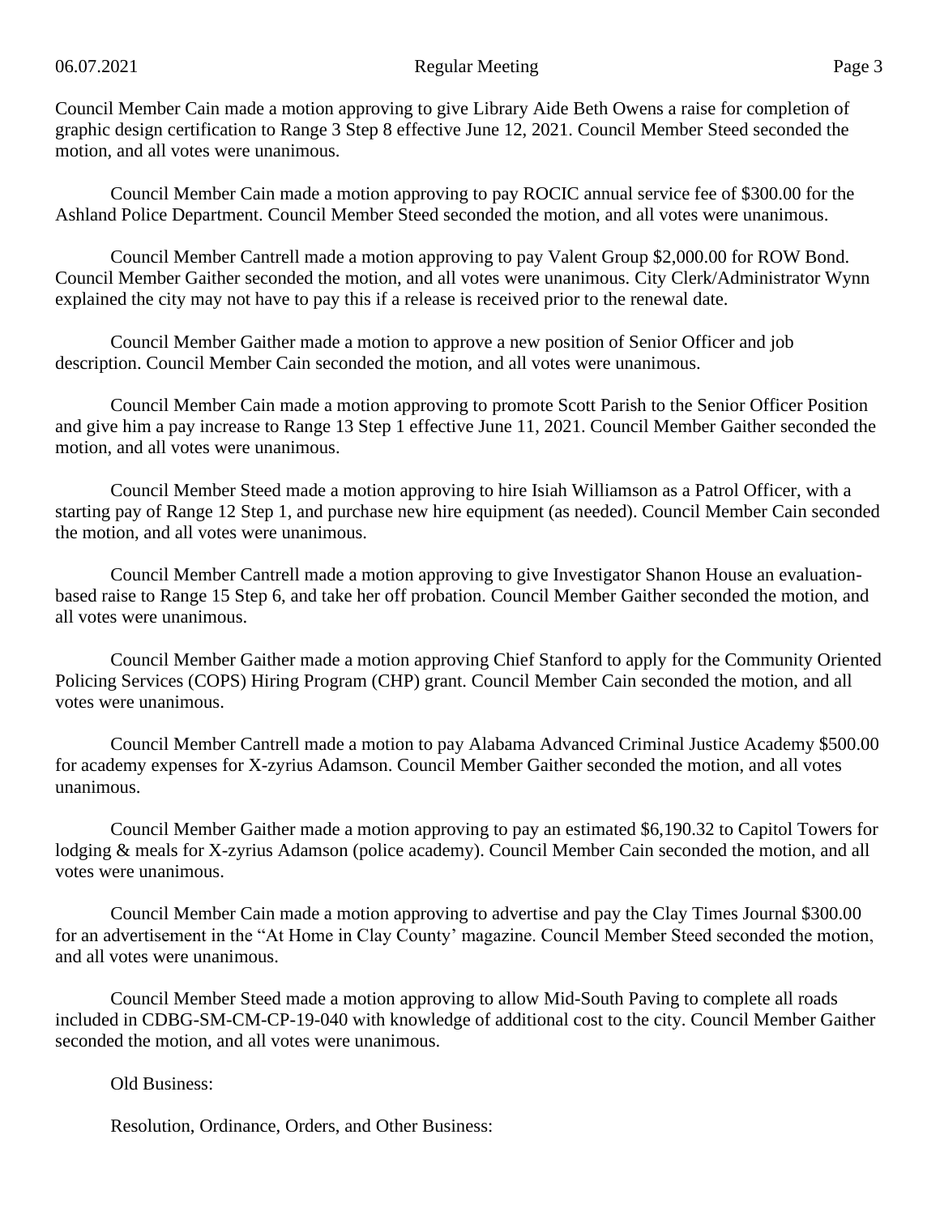Council Member Cain made a motion approving to give Library Aide Beth Owens a raise for completion of graphic design certification to Range 3 Step 8 effective June 12, 2021. Council Member Steed seconded the motion, and all votes were unanimous.

Council Member Cain made a motion approving to pay ROCIC annual service fee of $300.00 for the Ashland Police Department. Council Member Steed seconded the motion, and all votes were unanimous.

Council Member Cantrell made a motion approving to pay Valent Group $2,000.00 for ROW Bond. Council Member Gaither seconded the motion, and all votes were unanimous. City Clerk/Administrator Wynn explained the city may not have to pay this if a release is received prior to the renewal date.

Council Member Gaither made a motion to approve a new position of Senior Officer and job description. Council Member Cain seconded the motion, and all votes were unanimous.

Council Member Cain made a motion approving to promote Scott Parish to the Senior Officer Position and give him a pay increase to Range 13 Step 1 effective June 11, 2021. Council Member Gaither seconded the motion, and all votes were unanimous.

Council Member Steed made a motion approving to hire Isiah Williamson as a Patrol Officer, with a starting pay of Range 12 Step 1, and purchase new hire equipment (as needed). Council Member Cain seconded the motion, and all votes were unanimous.

Council Member Cantrell made a motion approving to give Investigator Shanon House an evaluation-based raise to Range 15 Step 6, and take her off probation. Council Member Gaither seconded the motion, and all votes were unanimous.

Council Member Gaither made a motion approving Chief Stanford to apply for the Community Oriented Policing Services (COPS) Hiring Program (CHP) grant. Council Member Cain seconded the motion, and all votes were unanimous.

Council Member Cantrell made a motion to pay Alabama Advanced Criminal Justice Academy $500.00 for academy expenses for X-zyrius Adamson. Council Member Gaither seconded the motion, and all votes unanimous.

Council Member Gaither made a motion approving to pay an estimated $6,190.32 to Capitol Towers for lodging & meals for X-zyrius Adamson (police academy). Council Member Cain seconded the motion, and all votes were unanimous.

Council Member Cain made a motion approving to advertise and pay the Clay Times Journal $300.00 for an advertisement in the "At Home in Clay County' magazine. Council Member Steed seconded the motion, and all votes were unanimous.

Council Member Steed made a motion approving to allow Mid-South Paving to complete all roads included in CDBG-SM-CM-CP-19-040 with knowledge of additional cost to the city. Council Member Gaither seconded the motion, and all votes were unanimous.

Old Business:

Resolution, Ordinance, Orders, and Other Business: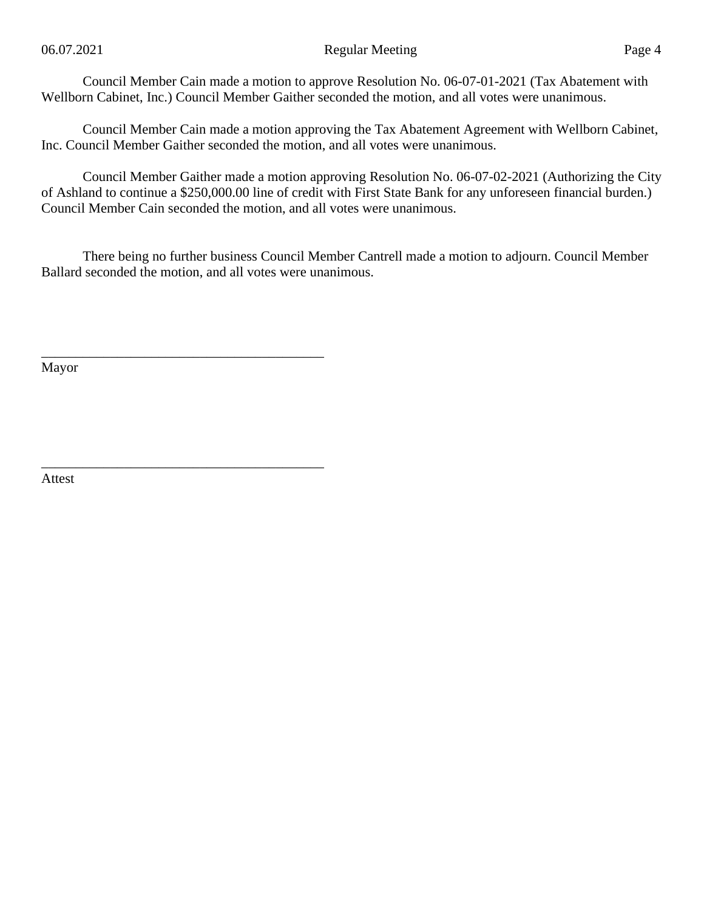Council Member Cain made a motion to approve Resolution No. 06-07-01-2021 (Tax Abatement with Wellborn Cabinet, Inc.) Council Member Gaither seconded the motion, and all votes were unanimous.

Council Member Cain made a motion approving the Tax Abatement Agreement with Wellborn Cabinet, Inc. Council Member Gaither seconded the motion, and all votes were unanimous.

Council Member Gaither made a motion approving Resolution No. 06-07-02-2021 (Authorizing the City of Ashland to continue a $250,000.00 line of credit with First State Bank for any unforeseen financial burden.) Council Member Cain seconded the motion, and all votes were unanimous.

There being no further business Council Member Cantrell made a motion to adjourn. Council Member Ballard seconded the motion, and all votes were unanimous.

\_\_\_\_\_\_\_\_\_\_\_\_\_\_\_\_\_\_\_\_\_\_\_\_\_\_\_\_\_\_\_\_\_\_\_\_\_\_\_\_

Mayor

\_\_\_\_\_\_\_\_\_\_\_\_\_\_\_\_\_\_\_\_\_\_\_\_\_\_\_\_\_\_\_\_\_\_\_\_\_\_\_\_

Attest